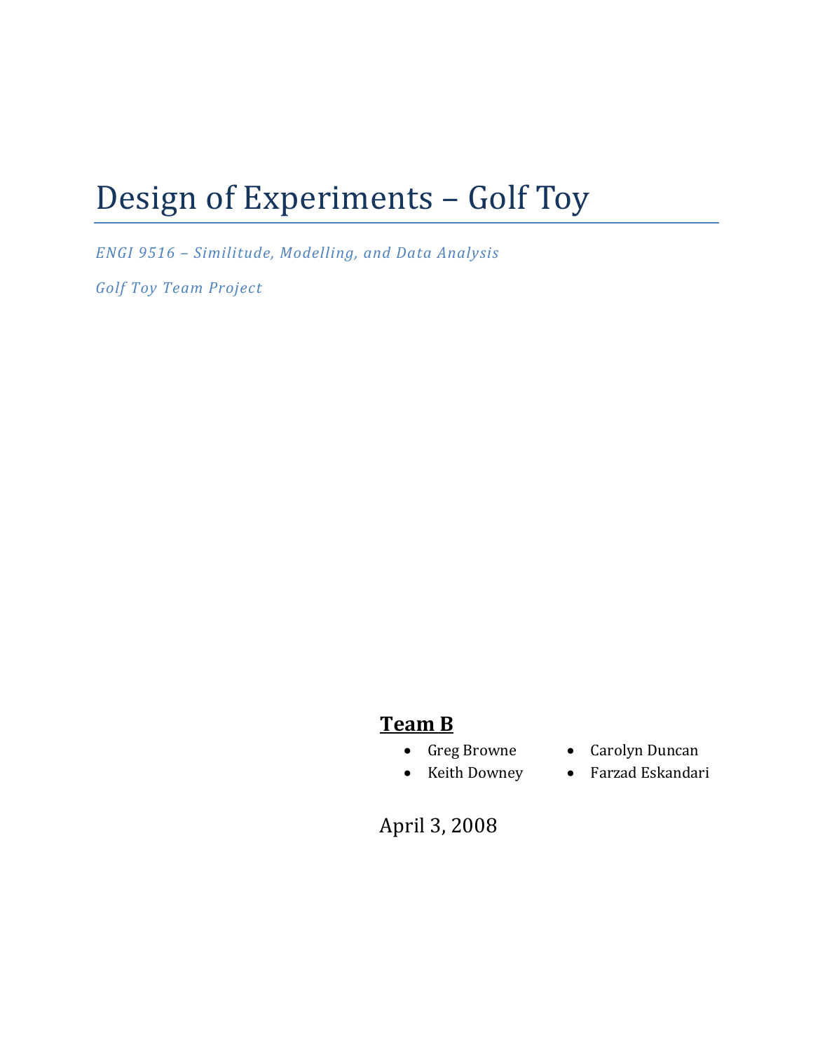# Design of Experiments – Golf Toy

*ENGI 9516 – Similitude, Modelling, and Data Analysis*

*Golf Toy Team Project*

**Team B**

- Greg Browne
- Keith Downey
- Carolyn Duncan
- Farzad Eskandari

April 3, 2008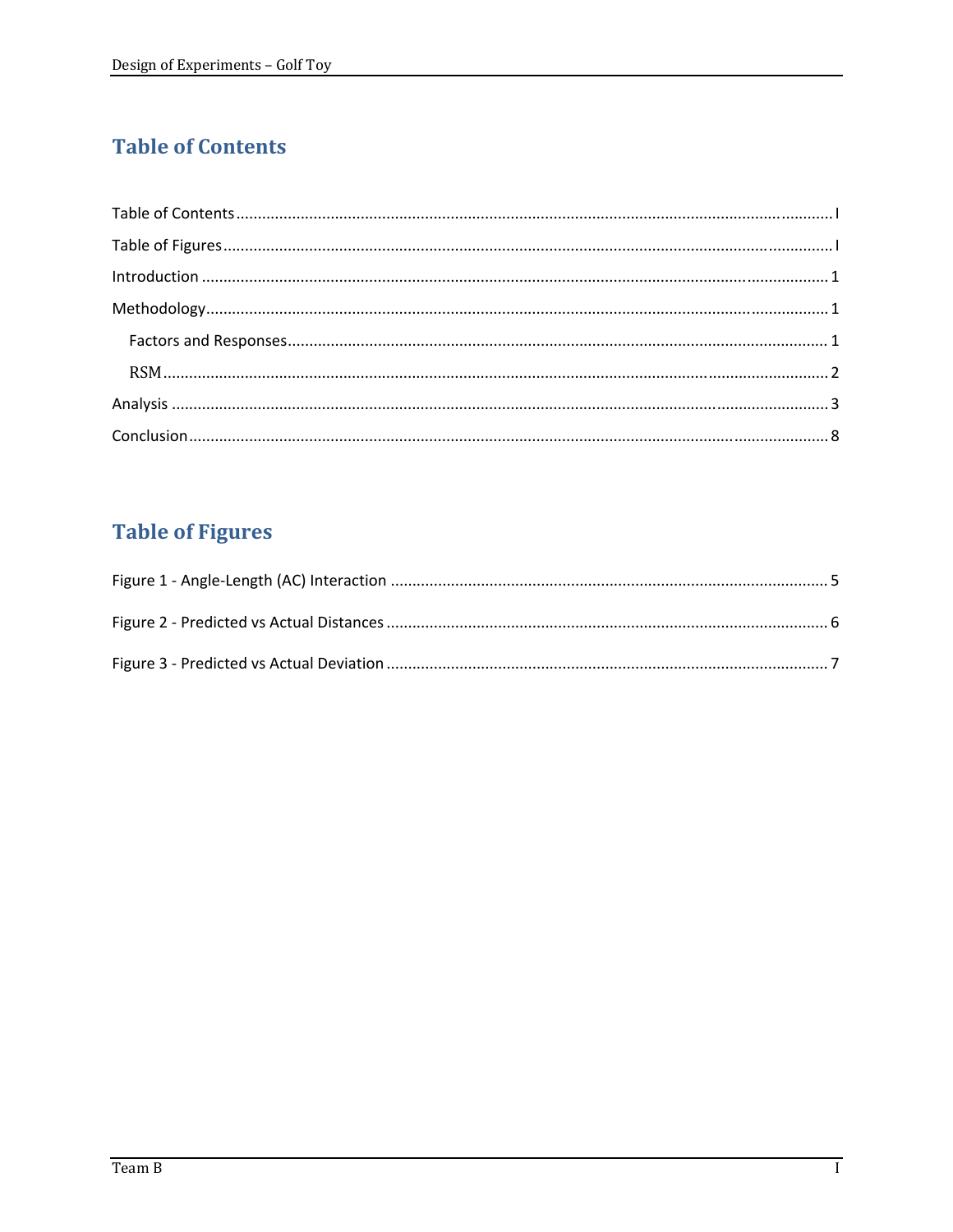## Table of Contents

Table of Contents ........ I

Table of Figures ........ I

Introduction ........ 1

Methodology ........ 1

- Factors and Responses ........ 1
- RSM ........ 2

Analysis ........ 3

Conclusion ........ 8

## Table of Figures

Figure 1 - Angle-Length (AC) Interaction ........ 5

Figure 2 - Predicted vs Actual Distances ........ 6

Figure 3 - Predicted vs Actual Deviation ........ 7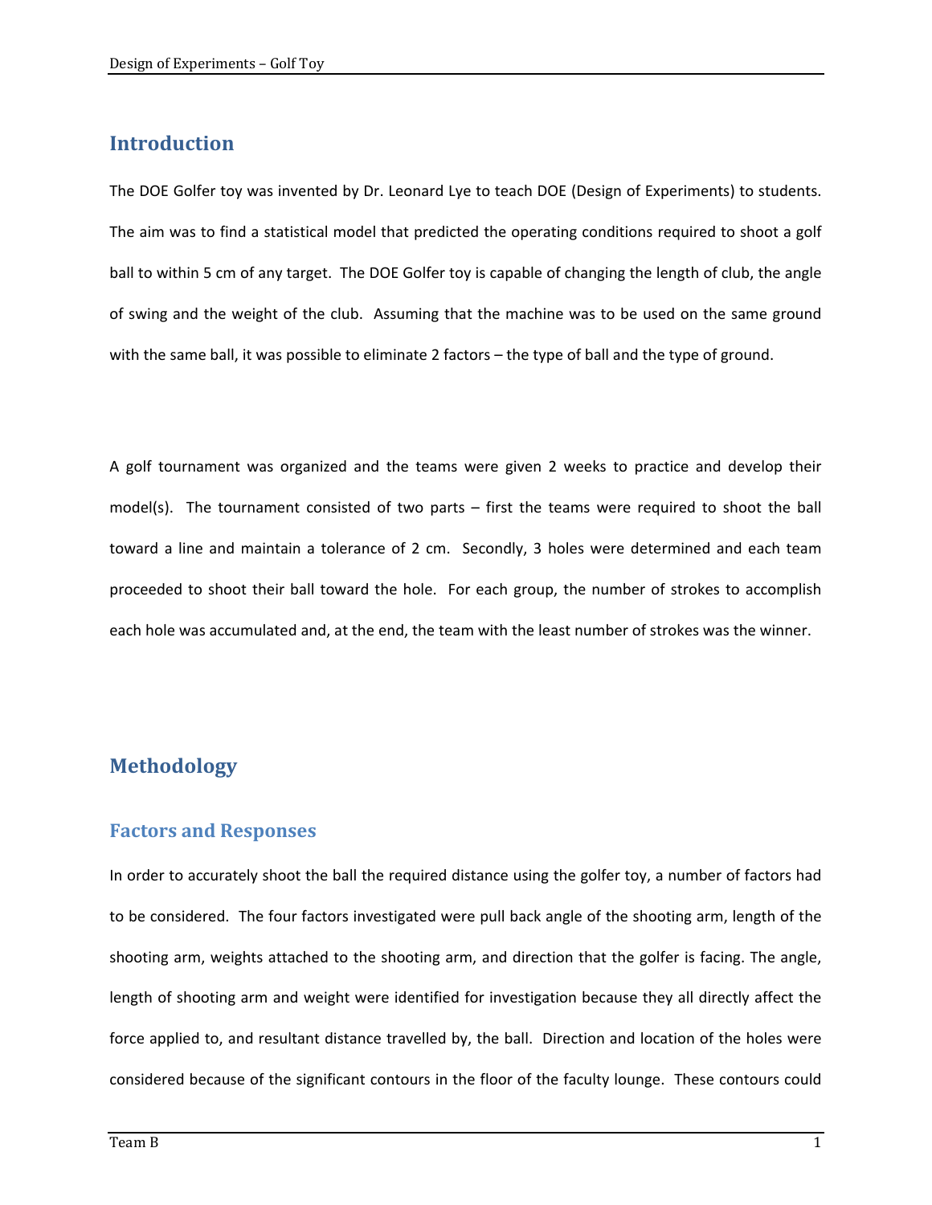# Introduction

The DOE Golfer toy was invented by Dr. Leonard Lye to teach DOE (Design of Experiments) to students. The aim was to find a statistical model that predicted the operating conditions required to shoot a golf ball to within 5 cm of any target. The DOE Golfer toy is capable of changing the length of club, the angle of swing and the weight of the club. Assuming that the machine was to be used on the same ground with the same ball, it was possible to eliminate 2 factors – the type of ball and the type of ground.

A golf tournament was organized and the teams were given 2 weeks to practice and develop their model(s). The tournament consisted of two parts – first the teams were required to shoot the ball toward a line and maintain a tolerance of 2 cm. Secondly, 3 holes were determined and each team proceeded to shoot their ball toward the hole. For each group, the number of strokes to accomplish each hole was accumulated and, at the end, the team with the least number of strokes was the winner.

# Methodology

## Factors and Responses

In order to accurately shoot the ball the required distance using the golfer toy, a number of factors had to be considered. The four factors investigated were pull back angle of the shooting arm, length of the shooting arm, weights attached to the shooting arm, and direction that the golfer is facing. The angle, length of shooting arm and weight were identified for investigation because they all directly affect the force applied to, and resultant distance travelled by, the ball. Direction and location of the holes were considered because of the significant contours in the floor of the faculty lounge. These contours could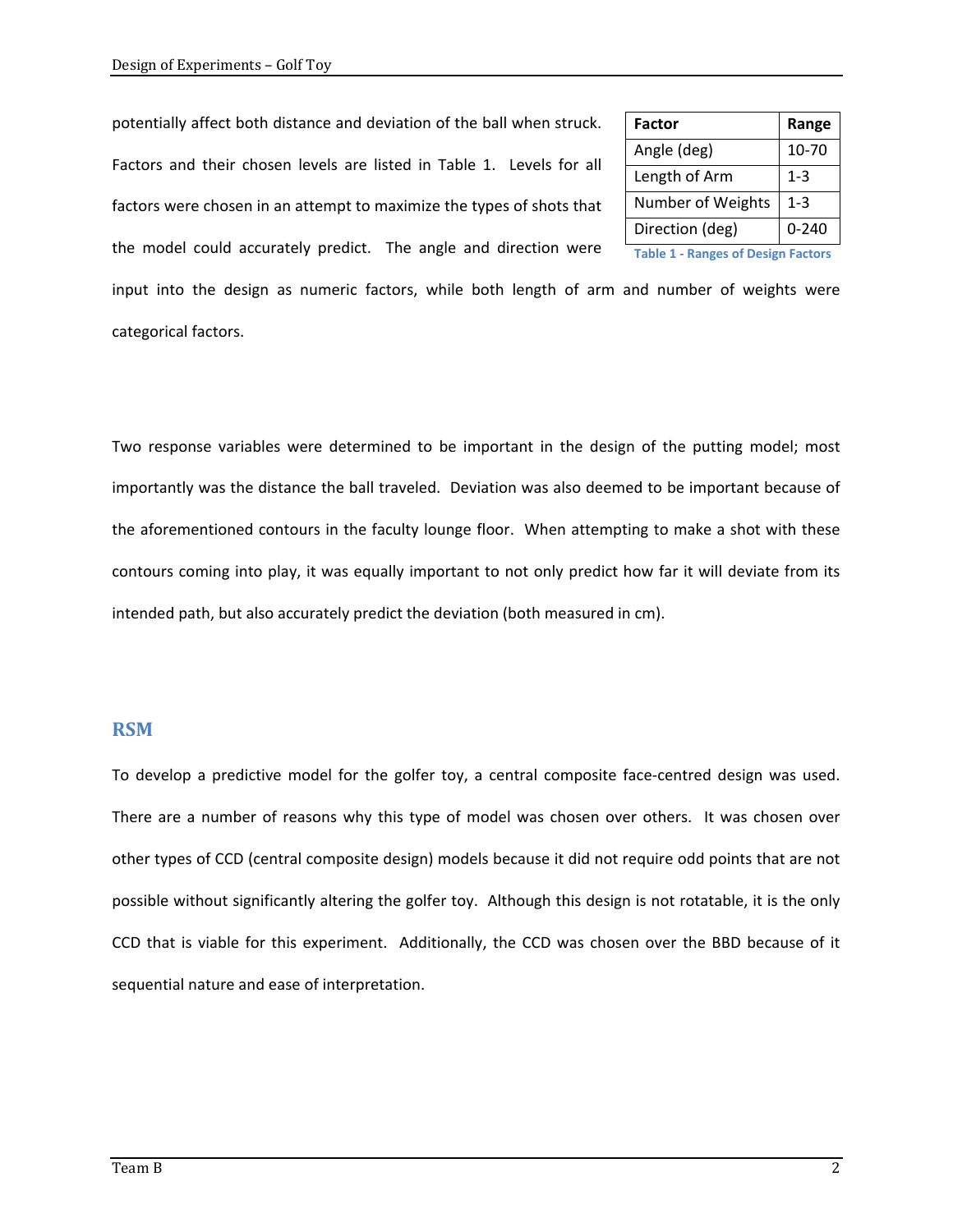potentially affect both distance and deviation of the ball when struck. Factors and their chosen levels are listed in Table 1. Levels for all factors were chosen in an attempt to maximize the types of shots that the model could accurately predict. The angle and direction were input into the design as numeric factors, while both length of arm and number of weights were categorical factors.

| Factor | Range |
| --- | --- |
| Angle (deg) | 10-70 |
| Length of Arm | 1-3 |
| Number of Weights | 1-3 |
| Direction (deg) | 0-240 |

Table 1 - Ranges of Design Factors

Two response variables were determined to be important in the design of the putting model; most importantly was the distance the ball traveled. Deviation was also deemed to be important because of the aforementioned contours in the faculty lounge floor. When attempting to make a shot with these contours coming into play, it was equally important to not only predict how far it will deviate from its intended path, but also accurately predict the deviation (both measured in cm).

## RSM

To develop a predictive model for the golfer toy, a central composite face-centred design was used. There are a number of reasons why this type of model was chosen over others. It was chosen over other types of CCD (central composite design) models because it did not require odd points that are not possible without significantly altering the golfer toy. Although this design is not rotatable, it is the only CCD that is viable for this experiment. Additionally, the CCD was chosen over the BBD because of it sequential nature and ease of interpretation.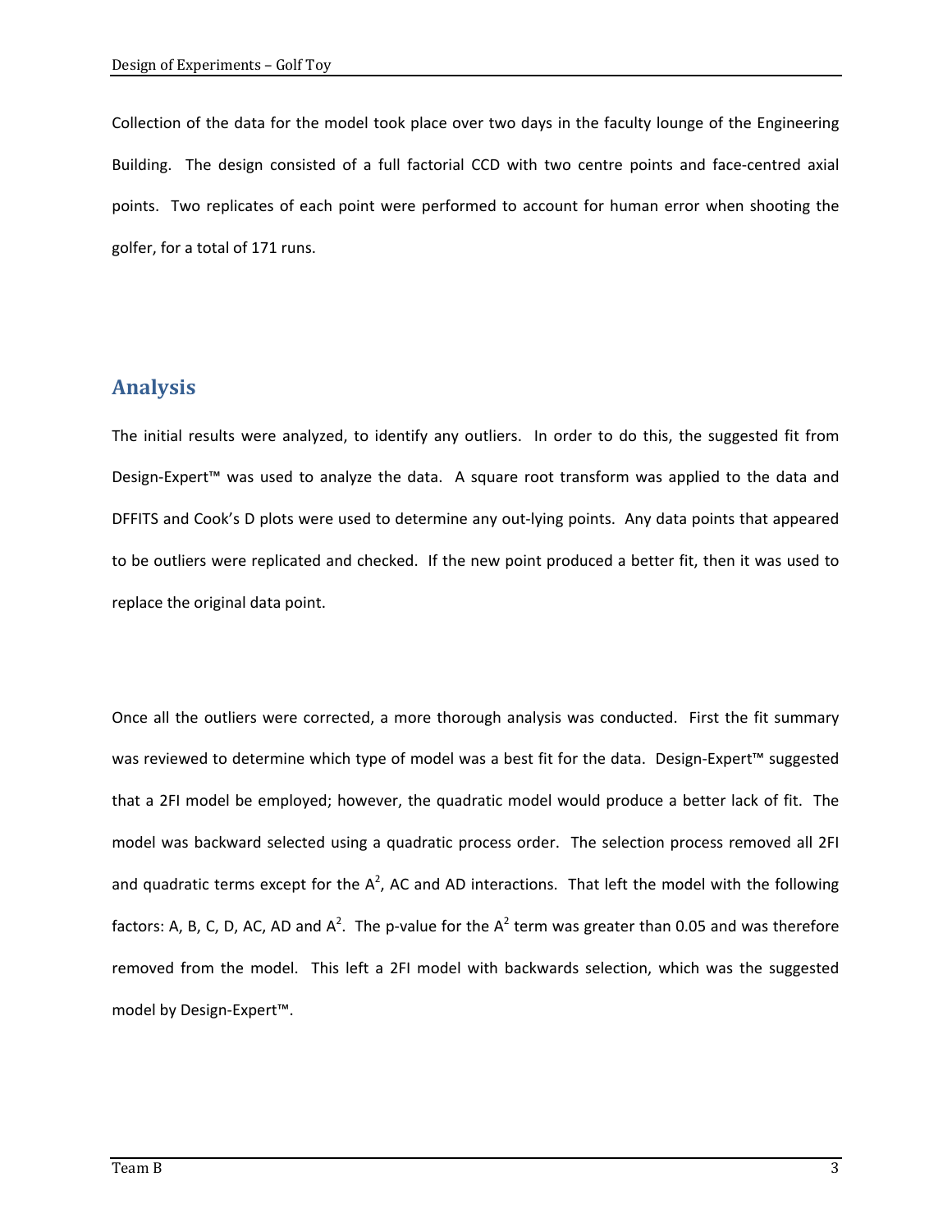Collection of the data for the model took place over two days in the faculty lounge of the Engineering Building. The design consisted of a full factorial CCD with two centre points and face-centred axial points. Two replicates of each point were performed to account for human error when shooting the golfer, for a total of 171 runs.

## Analysis

The initial results were analyzed, to identify any outliers. In order to do this, the suggested fit from Design-Expert™ was used to analyze the data. A square root transform was applied to the data and DFFITS and Cook's D plots were used to determine any out-lying points. Any data points that appeared to be outliers were replicated and checked. If the new point produced a better fit, then it was used to replace the original data point.

Once all the outliers were corrected, a more thorough analysis was conducted. First the fit summary was reviewed to determine which type of model was a best fit for the data. Design-Expert™ suggested that a 2FI model be employed; however, the quadratic model would produce a better lack of fit. The model was backward selected using a quadratic process order. The selection process removed all 2FI and quadratic terms except for the $A^2$, AC and AD interactions. That left the model with the following factors: A, B, C, D, AC, AD and $A^2$. The p-value for the $A^2$ term was greater than 0.05 and was therefore removed from the model. This left a 2FI model with backwards selection, which was the suggested model by Design-Expert™.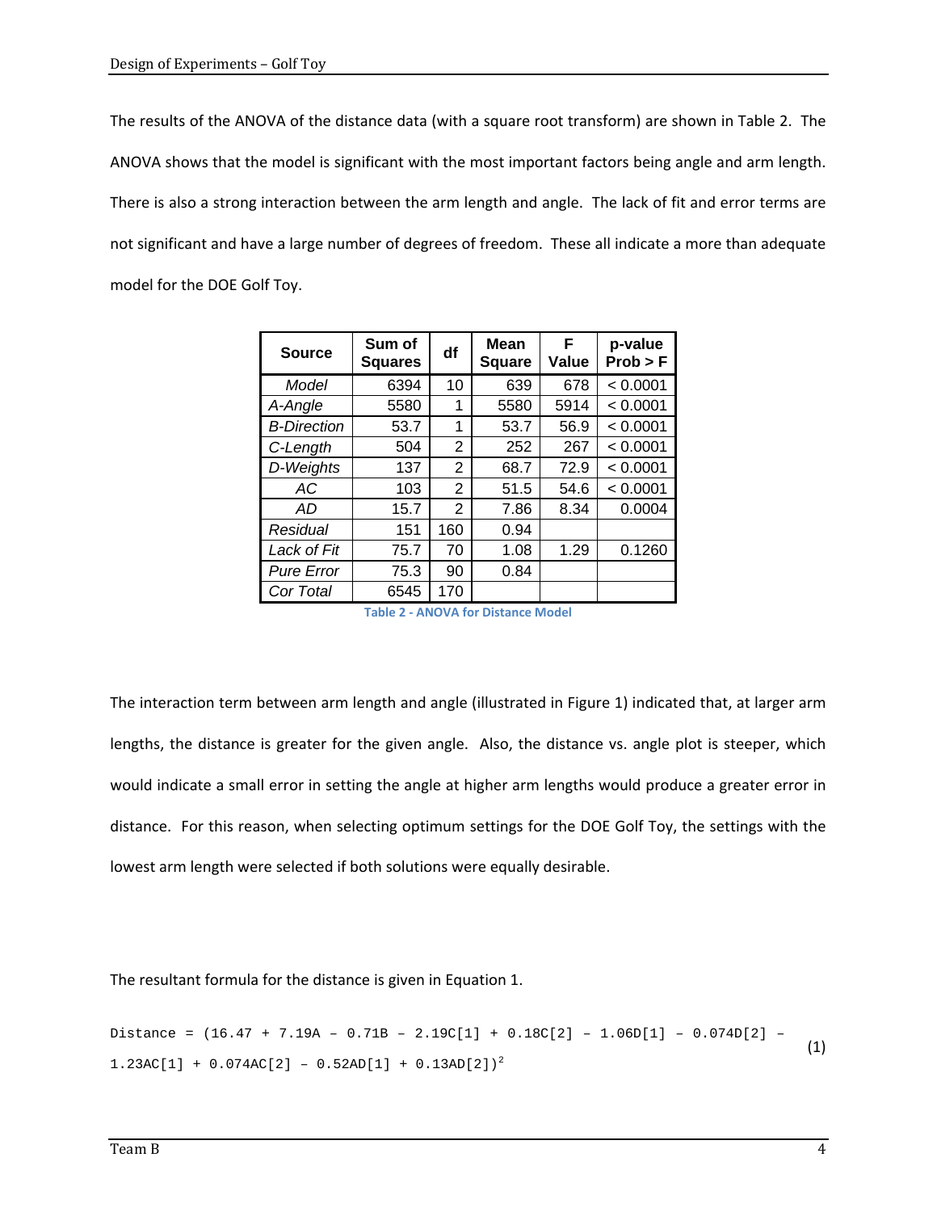The results of the ANOVA of the distance data (with a square root transform) are shown in Table 2. The ANOVA shows that the model is significant with the most important factors being angle and arm length. There is also a strong interaction between the arm length and angle. The lack of fit and error terms are not significant and have a large number of degrees of freedom. These all indicate a more than adequate model for the DOE Golf Toy.

| Source | Sum of Squares | df | Mean Square | F Value | p-value Prob > F |
|---|---|---|---|---|---|
| *Model* | 6394 | 10 | 639 | 678 | < 0.0001 |
| *A-Angle* | 5580 | 1 | 5580 | 5914 | < 0.0001 |
| *B-Direction* | 53.7 | 1 | 53.7 | 56.9 | < 0.0001 |
| *C-Length* | 504 | 2 | 252 | 267 | < 0.0001 |
| *D-Weights* | 137 | 2 | 68.7 | 72.9 | < 0.0001 |
| *AC* | 103 | 2 | 51.5 | 54.6 | < 0.0001 |
| *AD* | 15.7 | 2 | 7.86 | 8.34 | 0.0004 |
| *Residual* | 151 | 160 | 0.94 | | |
| *Lack of Fit* | 75.7 | 70 | 1.08 | 1.29 | 0.1260 |
| *Pure Error* | 75.3 | 90 | 0.84 | | |
| *Cor Total* | 6545 | 170 | | | |

Table 2 - ANOVA for Distance Model

The interaction term between arm length and angle (illustrated in Figure 1) indicated that, at larger arm lengths, the distance is greater for the given angle. Also, the distance vs. angle plot is steeper, which would indicate a small error in setting the angle at higher arm lengths would produce a greater error in distance. For this reason, when selecting optimum settings for the DOE Golf Toy, the settings with the lowest arm length were selected if both solutions were equally desirable.

The resultant formula for the distance is given in Equation 1.

$$\text{Distance} = (16.47 + 7.19A - 0.71B - 2.19C[1] + 0.18C[2] - 1.06D[1] - 0.074D[2] - 1.23AC[1] + 0.074AC[2] - 0.52AD[1] + 0.13AD[2])^2 \quad (1)$$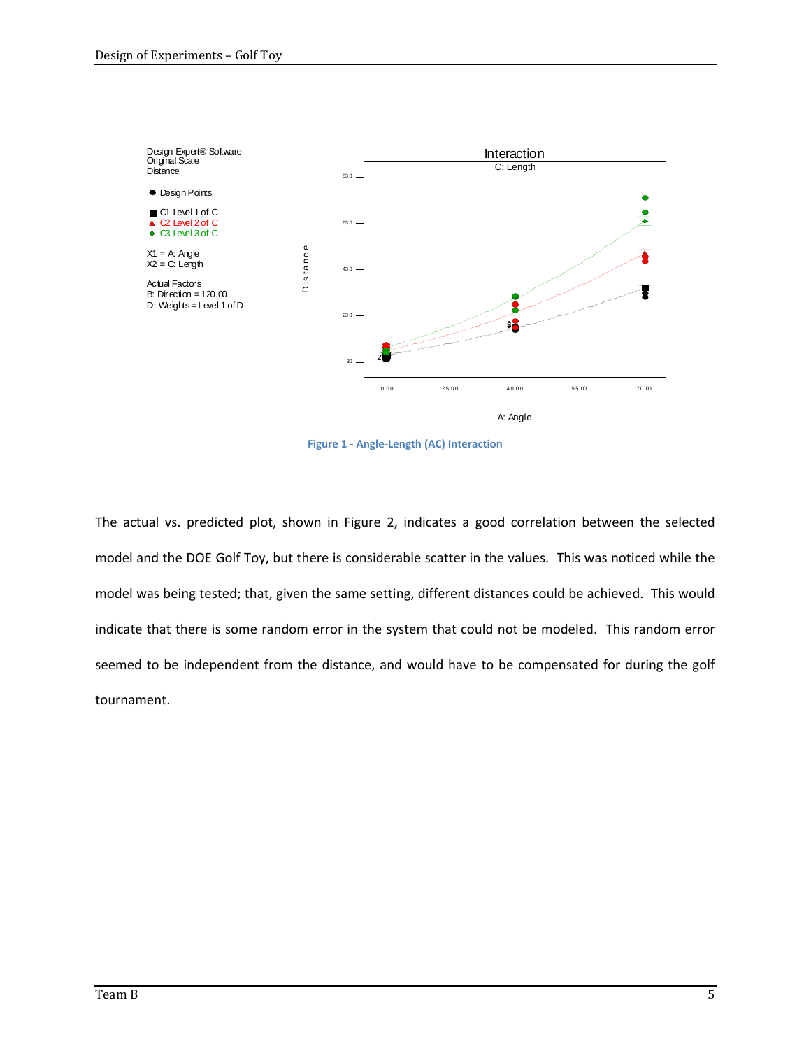Design-Expert® Software
Original Scale
Distance

● Design Points

■ C1 Level 1 of C
▲ C2 Level 2 of C
◆ C3 Level 3 of C

X1 = A: Angle
X2 = C: Length

Actual Factors
B: Direction = 120.00
D: Weights = Level 1 of D

Interaction
C: Length

Distance

A: Angle

**Figure 1 - Angle-Length (AC) Interaction**

The actual vs. predicted plot, shown in Figure 2, indicates a good correlation between the selected model and the DOE Golf Toy, but there is considerable scatter in the values. This was noticed while the model was being tested; that, given the same setting, different distances could be achieved. This would indicate that there is some random error in the system that could not be modeled. This random error seemed to be independent from the distance, and would have to be compensated for during the golf tournament.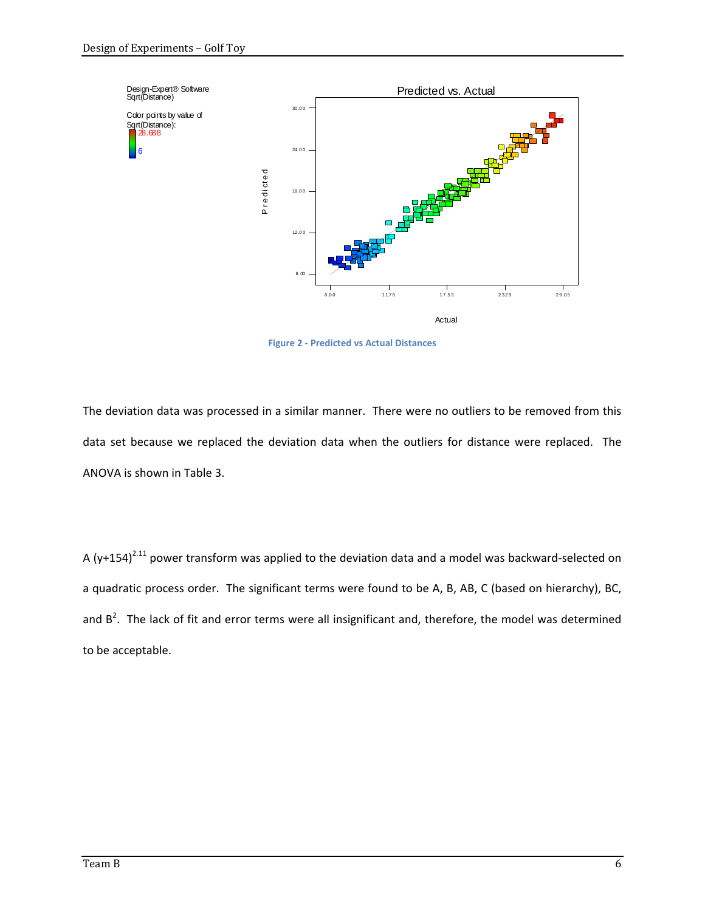Figure 2 - Predicted vs Actual Distances

The deviation data was processed in a similar manner. There were no outliers to be removed from this data set because we replaced the deviation data when the outliers for distance were replaced. The ANOVA is shown in Table 3.

A $(y+154)^{2.11}$ power transform was applied to the deviation data and a model was backward-selected on a quadratic process order. The significant terms were found to be A, B, AB, C (based on hierarchy), BC, and $B^2$. The lack of fit and error terms were all insignificant and, therefore, the model was determined to be acceptable.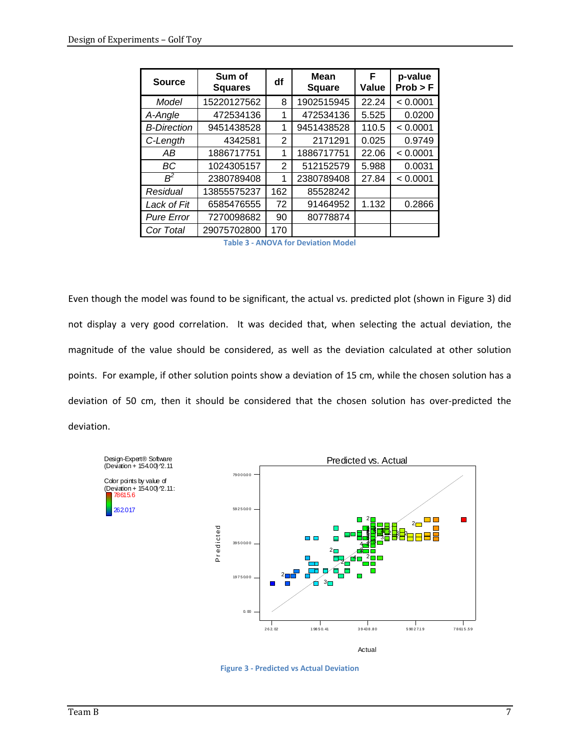| Source | Sum of Squares | df | Mean Square | F Value | p-value Prob > F |
|---|---|---|---|---|---|
| *Model* | 15220127562 | 8 | 1902515945 | 22.24 | < 0.0001 |
| *A-Angle* | 472534136 | 1 | 472534136 | 5.525 | 0.0200 |
| *B-Direction* | 9451438528 | 1 | 9451438528 | 110.5 | < 0.0001 |
| *C-Length* | 4342581 | 2 | 2171291 | 0.025 | 0.9749 |
| *AB* | 1886717751 | 1 | 1886717751 | 22.06 | < 0.0001 |
| *BC* | 1024305157 | 2 | 512152579 | 5.988 | 0.0031 |
| *$B^2$* | 2380789408 | 1 | 2380789408 | 27.84 | < 0.0001 |
| *Residual* | 13855575237 | 162 | 85528242 | | |
| *Lack of Fit* | 6585476555 | 72 | 91464952 | 1.132 | 0.2866 |
| *Pure Error* | 7270098682 | 90 | 80778874 | | |
| *Cor Total* | 29075702800 | 170 | | | |

**Table 3 - ANOVA for Deviation Model**

Even though the model was found to be significant, the actual vs. predicted plot (shown in Figure 3) did not display a very good correlation. It was decided that, when selecting the actual deviation, the magnitude of the value should be considered, as well as the deviation calculated at other solution points. For example, if other solution points show a deviation of 15 cm, while the chosen solution has a deviation of 50 cm, then it should be considered that the chosen solution has over-predicted the deviation.

Design-Expert® Software
(Deviation + 154.00)^2.11

Color points by value of
(Deviation + 154.00)^2.11:
78615.6
262.017

Predicted vs. Actual

**Figure 3 - Predicted vs Actual Deviation**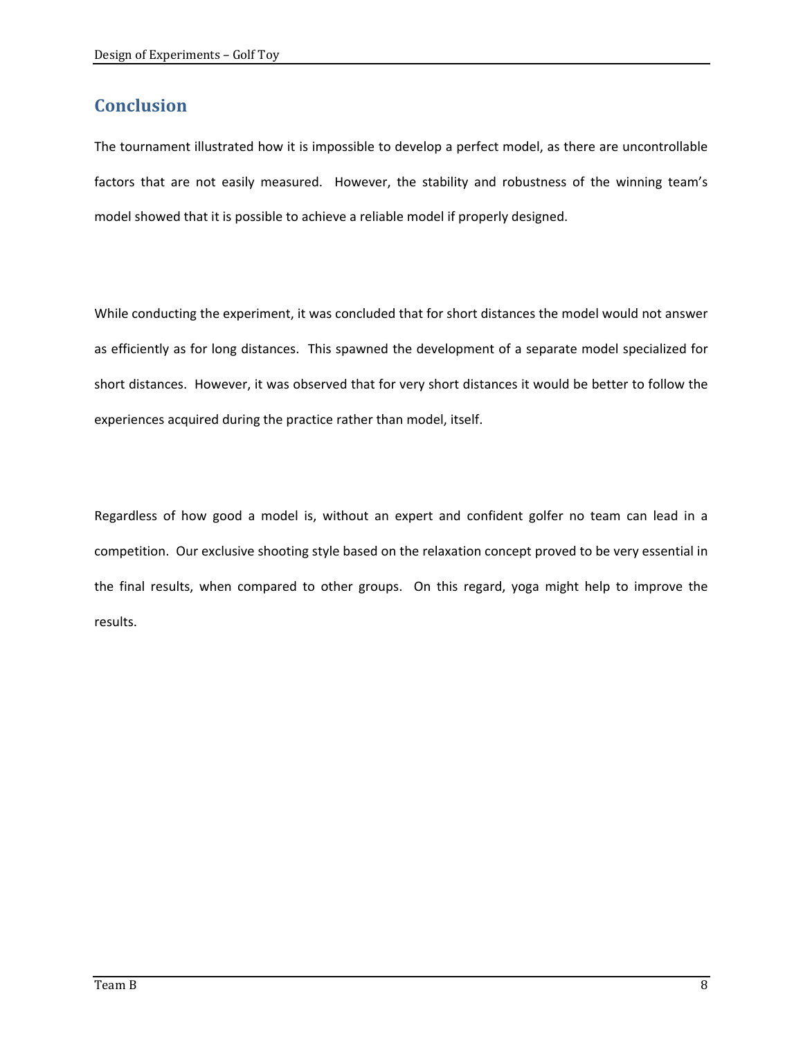## Conclusion

The tournament illustrated how it is impossible to develop a perfect model, as there are uncontrollable factors that are not easily measured. However, the stability and robustness of the winning team's model showed that it is possible to achieve a reliable model if properly designed.

While conducting the experiment, it was concluded that for short distances the model would not answer as efficiently as for long distances. This spawned the development of a separate model specialized for short distances. However, it was observed that for very short distances it would be better to follow the experiences acquired during the practice rather than model, itself.

Regardless of how good a model is, without an expert and confident golfer no team can lead in a competition. Our exclusive shooting style based on the relaxation concept proved to be very essential in the final results, when compared to other groups. On this regard, yoga might help to improve the results.